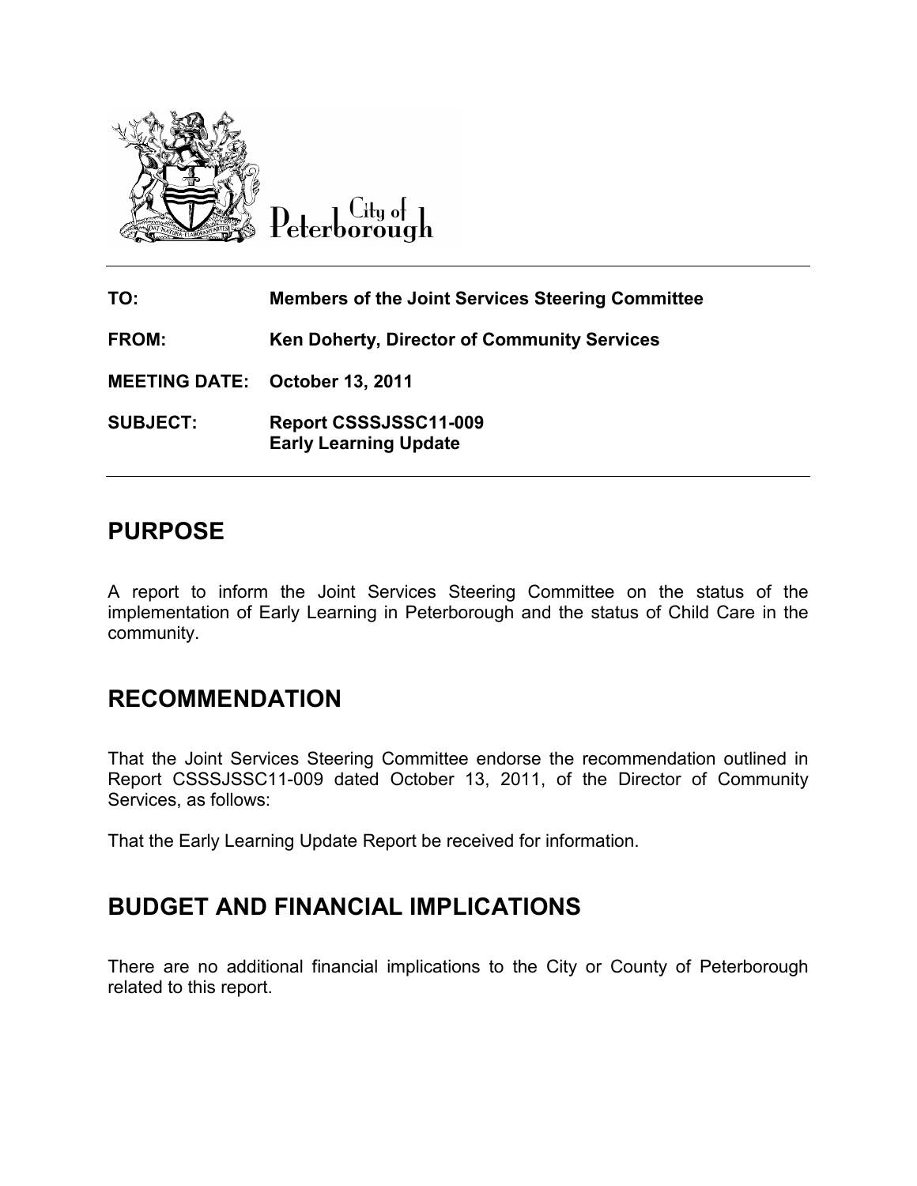City of Peterborough

| | |
|---|---|
| **TO:** | **Members of the Joint Services Steering Committee** |
| **FROM:** | **Ken Doherty, Director of Community Services** |
| **MEETING DATE:** | **October 13, 2011** |
| **SUBJECT:** | **Report CSSSJSSC11-009**<br>**Early Learning Update** |

## PURPOSE

A report to inform the Joint Services Steering Committee on the status of the implementation of Early Learning in Peterborough and the status of Child Care in the community.

## RECOMMENDATION

That the Joint Services Steering Committee endorse the recommendation outlined in Report CSSSJSSC11-009 dated October 13, 2011, of the Director of Community Services, as follows:

That the Early Learning Update Report be received for information.

## BUDGET AND FINANCIAL IMPLICATIONS

There are no additional financial implications to the City or County of Peterborough related to this report.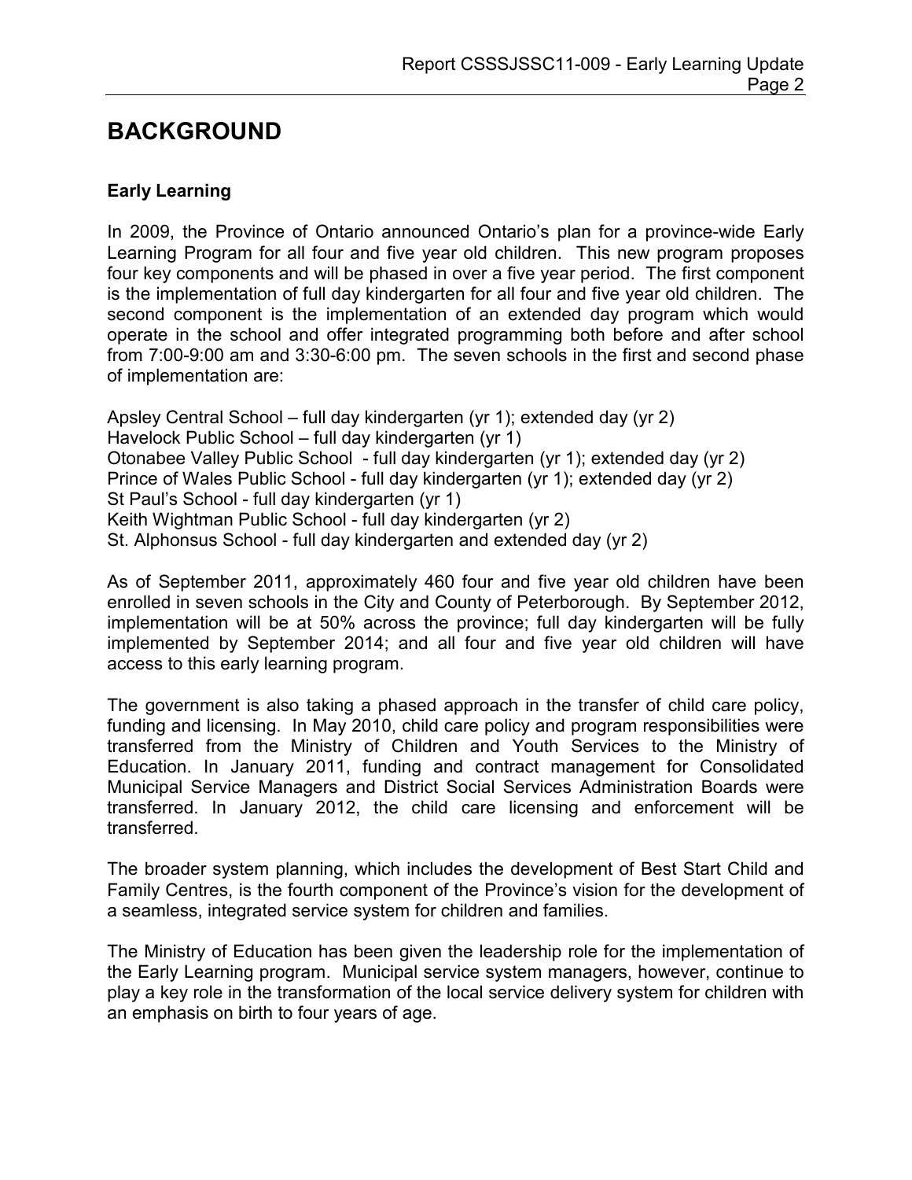# BACKGROUND

**Early Learning**

In 2009, the Province of Ontario announced Ontario's plan for a province-wide Early Learning Program for all four and five year old children. This new program proposes four key components and will be phased in over a five year period. The first component is the implementation of full day kindergarten for all four and five year old children. The second component is the implementation of an extended day program which would operate in the school and offer integrated programming both before and after school from 7:00-9:00 am and 3:30-6:00 pm. The seven schools in the first and second phase of implementation are:

Apsley Central School – full day kindergarten (yr 1); extended day (yr 2)
Havelock Public School – full day kindergarten (yr 1)
Otonabee Valley Public School - full day kindergarten (yr 1); extended day (yr 2)
Prince of Wales Public School - full day kindergarten (yr 1); extended day (yr 2)
St Paul's School - full day kindergarten (yr 1)
Keith Wightman Public School - full day kindergarten (yr 2)
St. Alphonsus School - full day kindergarten and extended day (yr 2)

As of September 2011, approximately 460 four and five year old children have been enrolled in seven schools in the City and County of Peterborough. By September 2012, implementation will be at 50% across the province; full day kindergarten will be fully implemented by September 2014; and all four and five year old children will have access to this early learning program.

The government is also taking a phased approach in the transfer of child care policy, funding and licensing. In May 2010, child care policy and program responsibilities were transferred from the Ministry of Children and Youth Services to the Ministry of Education. In January 2011, funding and contract management for Consolidated Municipal Service Managers and District Social Services Administration Boards were transferred. In January 2012, the child care licensing and enforcement will be transferred.

The broader system planning, which includes the development of Best Start Child and Family Centres, is the fourth component of the Province's vision for the development of a seamless, integrated service system for children and families.

The Ministry of Education has been given the leadership role for the implementation of the Early Learning program. Municipal service system managers, however, continue to play a key role in the transformation of the local service delivery system for children with an emphasis on birth to four years of age.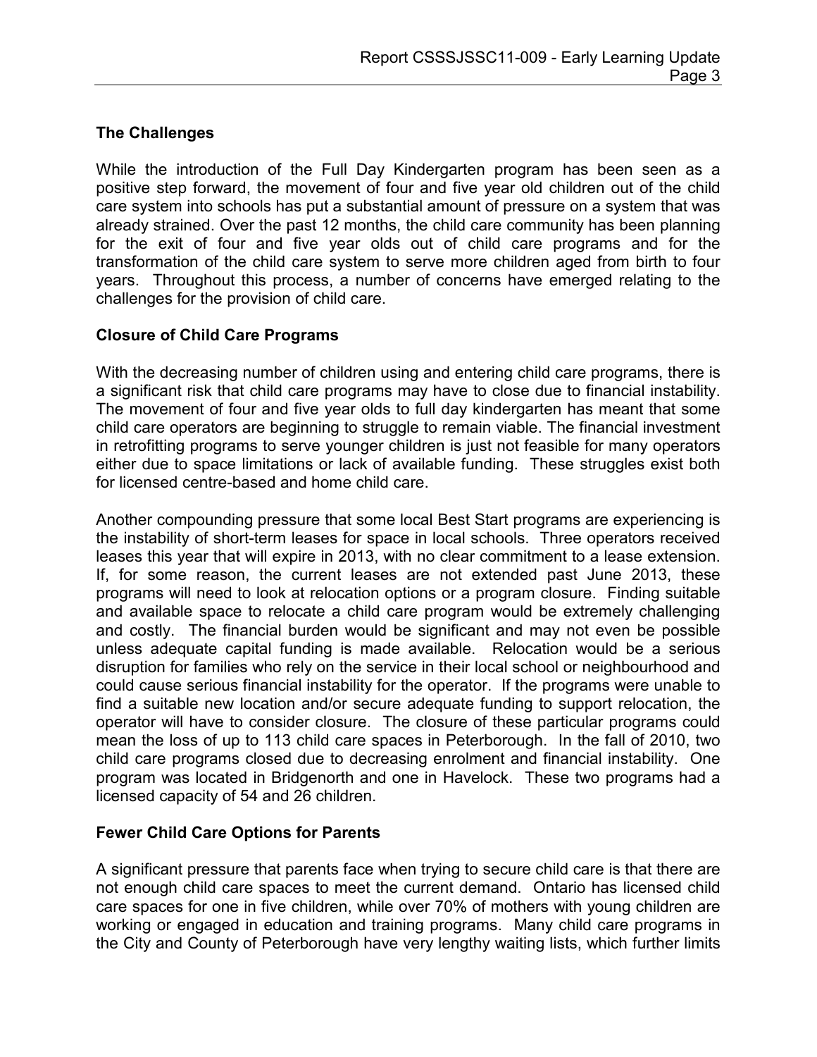## The Challenges

While the introduction of the Full Day Kindergarten program has been seen as a positive step forward, the movement of four and five year old children out of the child care system into schools has put a substantial amount of pressure on a system that was already strained. Over the past 12 months, the child care community has been planning for the exit of four and five year olds out of child care programs and for the transformation of the child care system to serve more children aged from birth to four years. Throughout this process, a number of concerns have emerged relating to the challenges for the provision of child care.

## Closure of Child Care Programs

With the decreasing number of children using and entering child care programs, there is a significant risk that child care programs may have to close due to financial instability. The movement of four and five year olds to full day kindergarten has meant that some child care operators are beginning to struggle to remain viable. The financial investment in retrofitting programs to serve younger children is just not feasible for many operators either due to space limitations or lack of available funding. These struggles exist both for licensed centre-based and home child care.

Another compounding pressure that some local Best Start programs are experiencing is the instability of short-term leases for space in local schools. Three operators received leases this year that will expire in 2013, with no clear commitment to a lease extension. If, for some reason, the current leases are not extended past June 2013, these programs will need to look at relocation options or a program closure. Finding suitable and available space to relocate a child care program would be extremely challenging and costly. The financial burden would be significant and may not even be possible unless adequate capital funding is made available. Relocation would be a serious disruption for families who rely on the service in their local school or neighbourhood and could cause serious financial instability for the operator. If the programs were unable to find a suitable new location and/or secure adequate funding to support relocation, the operator will have to consider closure. The closure of these particular programs could mean the loss of up to 113 child care spaces in Peterborough. In the fall of 2010, two child care programs closed due to decreasing enrolment and financial instability. One program was located in Bridgenorth and one in Havelock. These two programs had a licensed capacity of 54 and 26 children.

## Fewer Child Care Options for Parents

A significant pressure that parents face when trying to secure child care is that there are not enough child care spaces to meet the current demand. Ontario has licensed child care spaces for one in five children, while over 70% of mothers with young children are working or engaged in education and training programs. Many child care programs in the City and County of Peterborough have very lengthy waiting lists, which further limits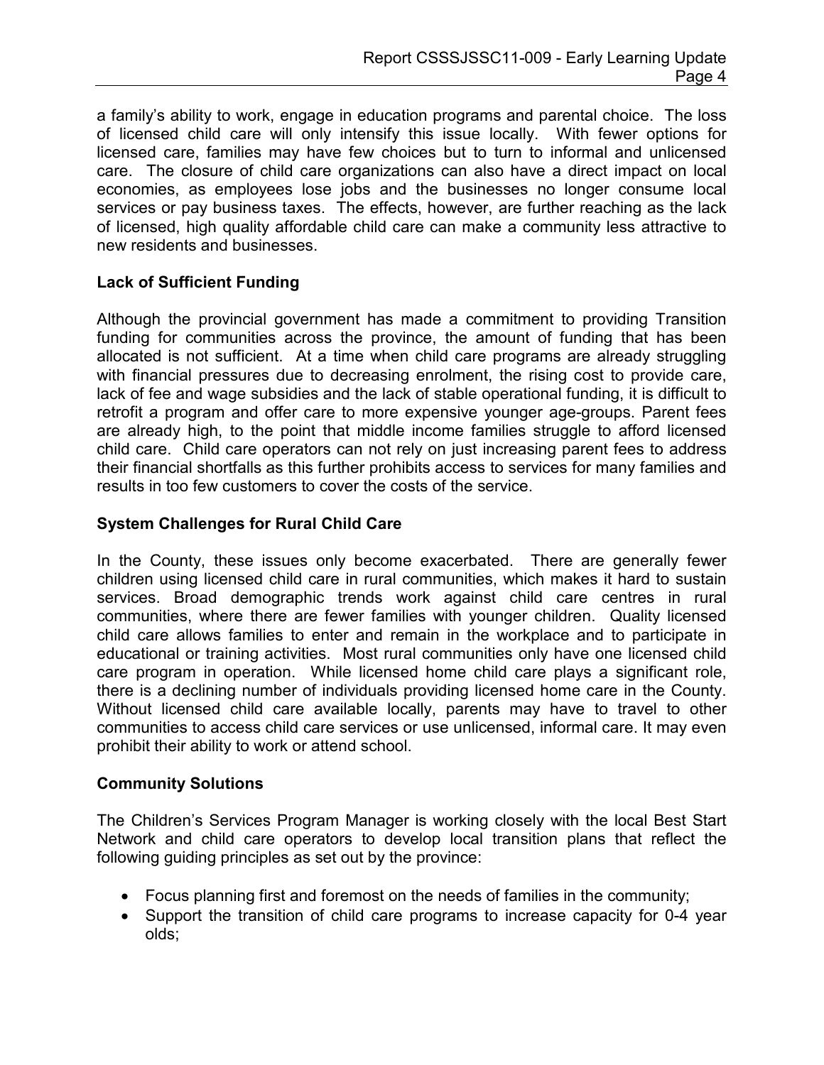a family's ability to work, engage in education programs and parental choice. The loss of licensed child care will only intensify this issue locally. With fewer options for licensed care, families may have few choices but to turn to informal and unlicensed care. The closure of child care organizations can also have a direct impact on local economies, as employees lose jobs and the businesses no longer consume local services or pay business taxes. The effects, however, are further reaching as the lack of licensed, high quality affordable child care can make a community less attractive to new residents and businesses.

**Lack of Sufficient Funding**

Although the provincial government has made a commitment to providing Transition funding for communities across the province, the amount of funding that has been allocated is not sufficient. At a time when child care programs are already struggling with financial pressures due to decreasing enrolment, the rising cost to provide care, lack of fee and wage subsidies and the lack of stable operational funding, it is difficult to retrofit a program and offer care to more expensive younger age-groups. Parent fees are already high, to the point that middle income families struggle to afford licensed child care. Child care operators can not rely on just increasing parent fees to address their financial shortfalls as this further prohibits access to services for many families and results in too few customers to cover the costs of the service.

**System Challenges for Rural Child Care**

In the County, these issues only become exacerbated. There are generally fewer children using licensed child care in rural communities, which makes it hard to sustain services. Broad demographic trends work against child care centres in rural communities, where there are fewer families with younger children. Quality licensed child care allows families to enter and remain in the workplace and to participate in educational or training activities. Most rural communities only have one licensed child care program in operation. While licensed home child care plays a significant role, there is a declining number of individuals providing licensed home care in the County. Without licensed child care available locally, parents may have to travel to other communities to access child care services or use unlicensed, informal care. It may even prohibit their ability to work or attend school.

**Community Solutions**

The Children's Services Program Manager is working closely with the local Best Start Network and child care operators to develop local transition plans that reflect the following guiding principles as set out by the province:

- Focus planning first and foremost on the needs of families in the community;
- Support the transition of child care programs to increase capacity for 0-4 year olds;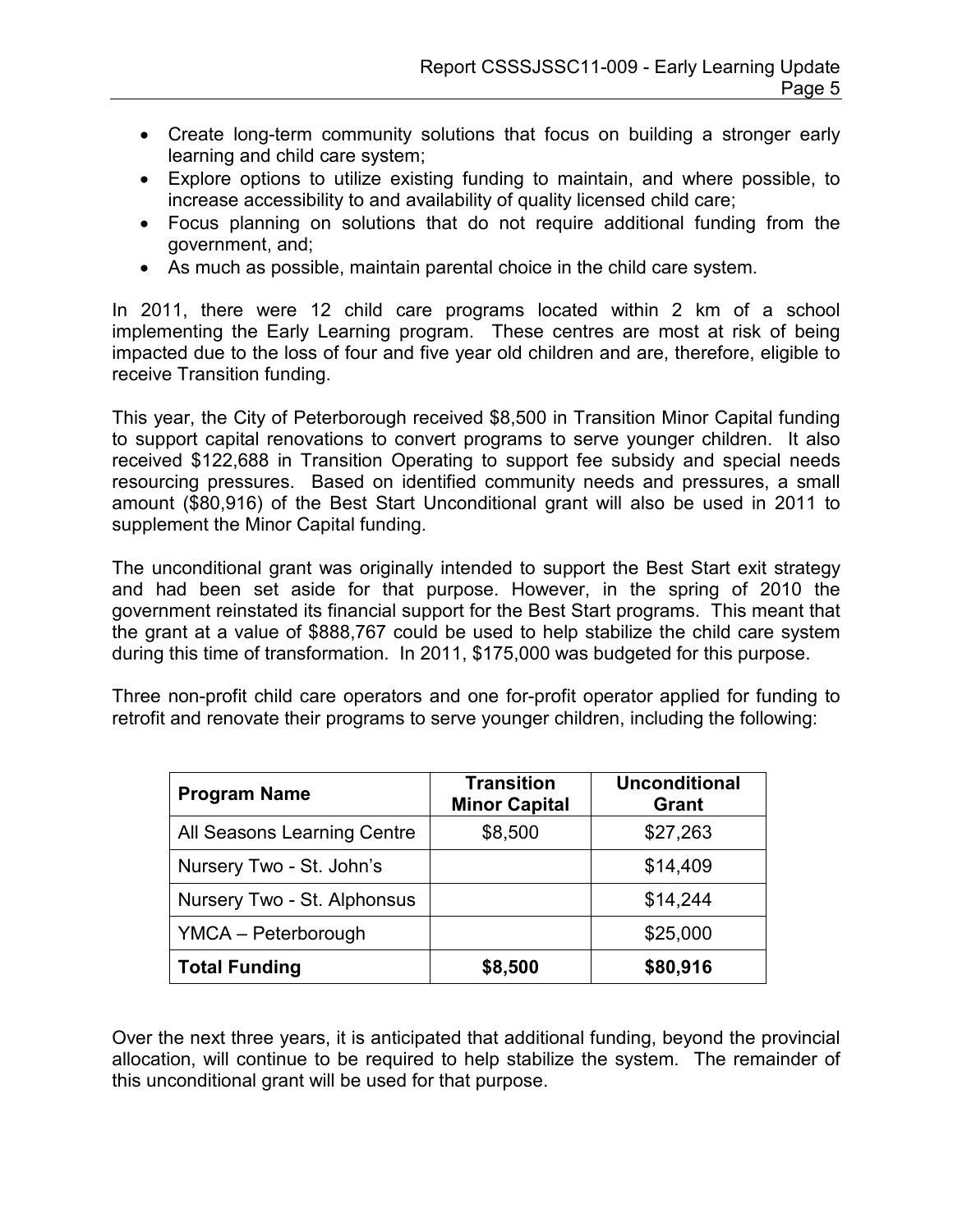- Create long-term community solutions that focus on building a stronger early learning and child care system;
- Explore options to utilize existing funding to maintain, and where possible, to increase accessibility to and availability of quality licensed child care;
- Focus planning on solutions that do not require additional funding from the government, and;
- As much as possible, maintain parental choice in the child care system.

In 2011, there were 12 child care programs located within 2 km of a school implementing the Early Learning program. These centres are most at risk of being impacted due to the loss of four and five year old children and are, therefore, eligible to receive Transition funding.

This year, the City of Peterborough received $8,500 in Transition Minor Capital funding to support capital renovations to convert programs to serve younger children. It also received $122,688 in Transition Operating to support fee subsidy and special needs resourcing pressures. Based on identified community needs and pressures, a small amount ($80,916) of the Best Start Unconditional grant will also be used in 2011 to supplement the Minor Capital funding.

The unconditional grant was originally intended to support the Best Start exit strategy and had been set aside for that purpose. However, in the spring of 2010 the government reinstated its financial support for the Best Start programs. This meant that the grant at a value of $888,767 could be used to help stabilize the child care system during this time of transformation. In 2011, $175,000 was budgeted for this purpose.

Three non-profit child care operators and one for-profit operator applied for funding to retrofit and renovate their programs to serve younger children, including the following:

| **Program Name** | **Transition Minor Capital** | **Unconditional Grant** |
|---|---|---|
| All Seasons Learning Centre | $8,500 | $27,263 |
| Nursery Two - St. John's | | $14,409 |
| Nursery Two - St. Alphonsus | | $14,244 |
| YMCA – Peterborough | | $25,000 |
| **Total Funding** | **$8,500** | **$80,916** |

Over the next three years, it is anticipated that additional funding, beyond the provincial allocation, will continue to be required to help stabilize the system. The remainder of this unconditional grant will be used for that purpose.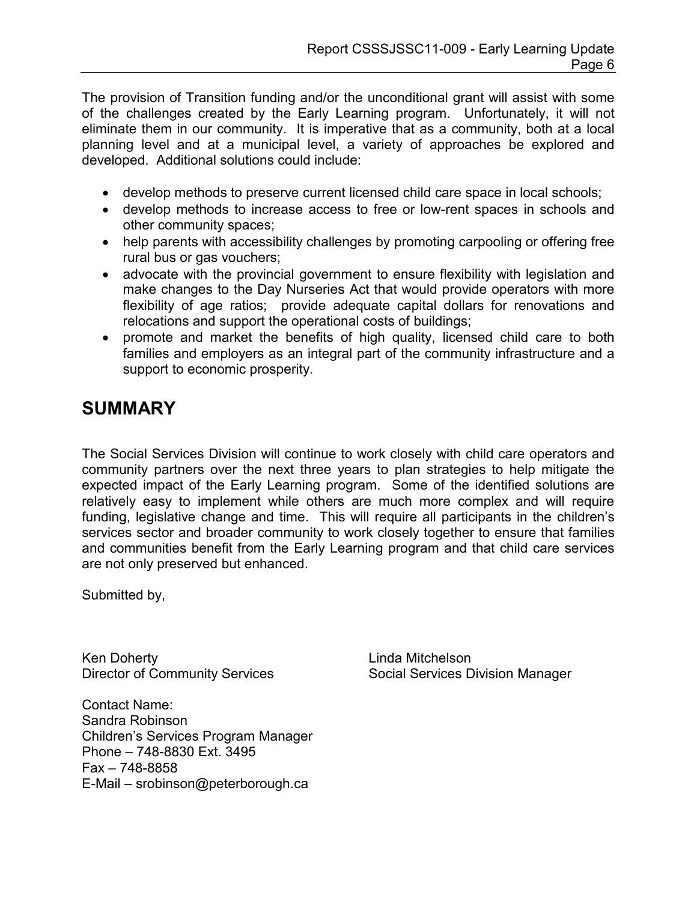The provision of Transition funding and/or the unconditional grant will assist with some of the challenges created by the Early Learning program. Unfortunately, it will not eliminate them in our community. It is imperative that as a community, both at a local planning level and at a municipal level, a variety of approaches be explored and developed. Additional solutions could include:

- develop methods to preserve current licensed child care space in local schools;
- develop methods to increase access to free or low-rent spaces in schools and other community spaces;
- help parents with accessibility challenges by promoting carpooling or offering free rural bus or gas vouchers;
- advocate with the provincial government to ensure flexibility with legislation and make changes to the Day Nurseries Act that would provide operators with more flexibility of age ratios; provide adequate capital dollars for renovations and relocations and support the operational costs of buildings;
- promote and market the benefits of high quality, licensed child care to both families and employers as an integral part of the community infrastructure and a support to economic prosperity.

## SUMMARY

The Social Services Division will continue to work closely with child care operators and community partners over the next three years to plan strategies to help mitigate the expected impact of the Early Learning program. Some of the identified solutions are relatively easy to implement while others are much more complex and will require funding, legislative change and time. This will require all participants in the children's services sector and broader community to work closely together to ensure that families and communities benefit from the Early Learning program and that child care services are not only preserved but enhanced.

Submitted by,

Ken Doherty
Director of Community Services

Linda Mitchelson
Social Services Division Manager

Contact Name:
Sandra Robinson
Children's Services Program Manager
Phone – 748-8830 Ext. 3495
Fax – 748-8858
E-Mail – srobinson@peterborough.ca